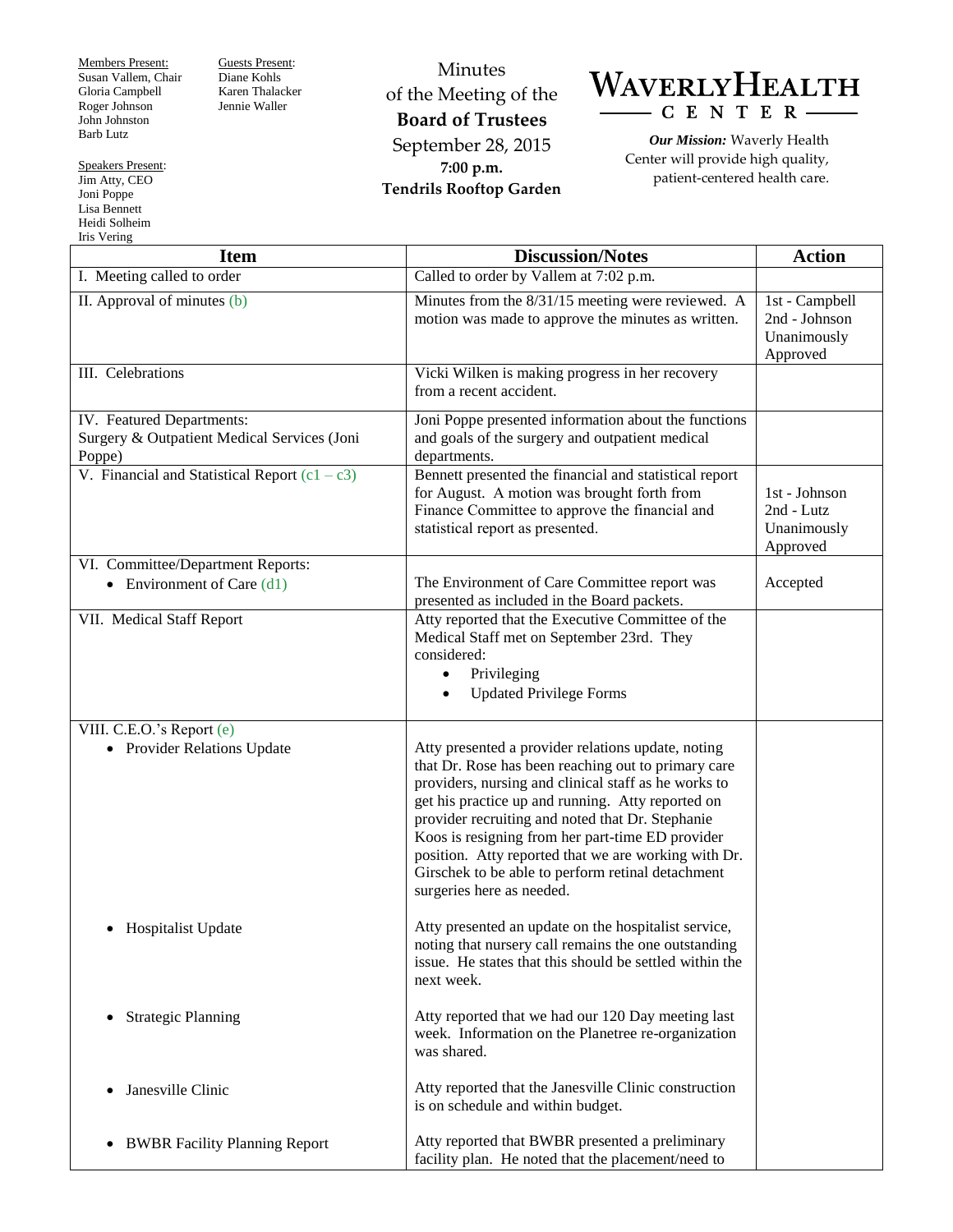Members Present:
Susan Vallem, Chair
Gloria Campbell
Roger Johnson
John Johnston
Barb Lutz

Guests Present:
Diane Kohls
Karen Thalacker
Jennie Waller

Speakers Present:
Jim Atty, CEO
Joni Poppe
Lisa Bennett
Heidi Solheim
Iris Vering

# Minutes of the Meeting of the **Board of Trustees**

September 28, 2015
**7:00 p.m.**
**Tendrils Rooftop Garden**

**WAVERLY HEALTH CENTER**

***Our Mission:*** Waverly Health Center will provide high quality, patient-centered health care.

| Item | Discussion/Notes | Action |
|---|---|---|
| I. Meeting called to order | Called to order by Vallem at 7:02 p.m. | |
| II. Approval of minutes (b) | Minutes from the 8/31/15 meeting were reviewed. A motion was made to approve the minutes as written. | 1st - Campbell<br>2nd - Johnson<br>Unanimously Approved |
| III. Celebrations | Vicki Wilken is making progress in her recovery from a recent accident. | |
| IV. Featured Departments:<br>Surgery & Outpatient Medical Services (Joni Poppe) | Joni Poppe presented information about the functions and goals of the surgery and outpatient medical departments. | |
| V. Financial and Statistical Report (c1 – c3) | Bennett presented the financial and statistical report for August. A motion was brought forth from Finance Committee to approve the financial and statistical report as presented. | 1st - Johnson<br>2nd - Lutz<br>Unanimously Approved |
| VI. Committee/Department Reports:<br>• Environment of Care (d1) | The Environment of Care Committee report was presented as included in the Board packets. | Accepted |
| VII. Medical Staff Report | Atty reported that the Executive Committee of the Medical Staff met on September 23rd. They considered:<br>• Privileging<br>• Updated Privilege Forms | |
| VIII. C.E.O.'s Report (e)<br>• Provider Relations Update | Atty presented a provider relations update, noting that Dr. Rose has been reaching out to primary care providers, nursing and clinical staff as he works to get his practice up and running. Atty reported on provider recruiting and noted that Dr. Stephanie Koos is resigning from her part-time ED provider position. Atty reported that we are working with Dr. Girschek to be able to perform retinal detachment surgeries here as needed. | |
| • Hospitalist Update | Atty presented an update on the hospitalist service, noting that nursery call remains the one outstanding issue. He states that this should be settled within the next week. | |
| • Strategic Planning | Atty reported that we had our 120 Day meeting last week. Information on the Planetree re-organization was shared. | |
| • Janesville Clinic | Atty reported that the Janesville Clinic construction is on schedule and within budget. | |
| • BWBR Facility Planning Report | Atty reported that BWBR presented a preliminary facility plan. He noted that the placement/need to | |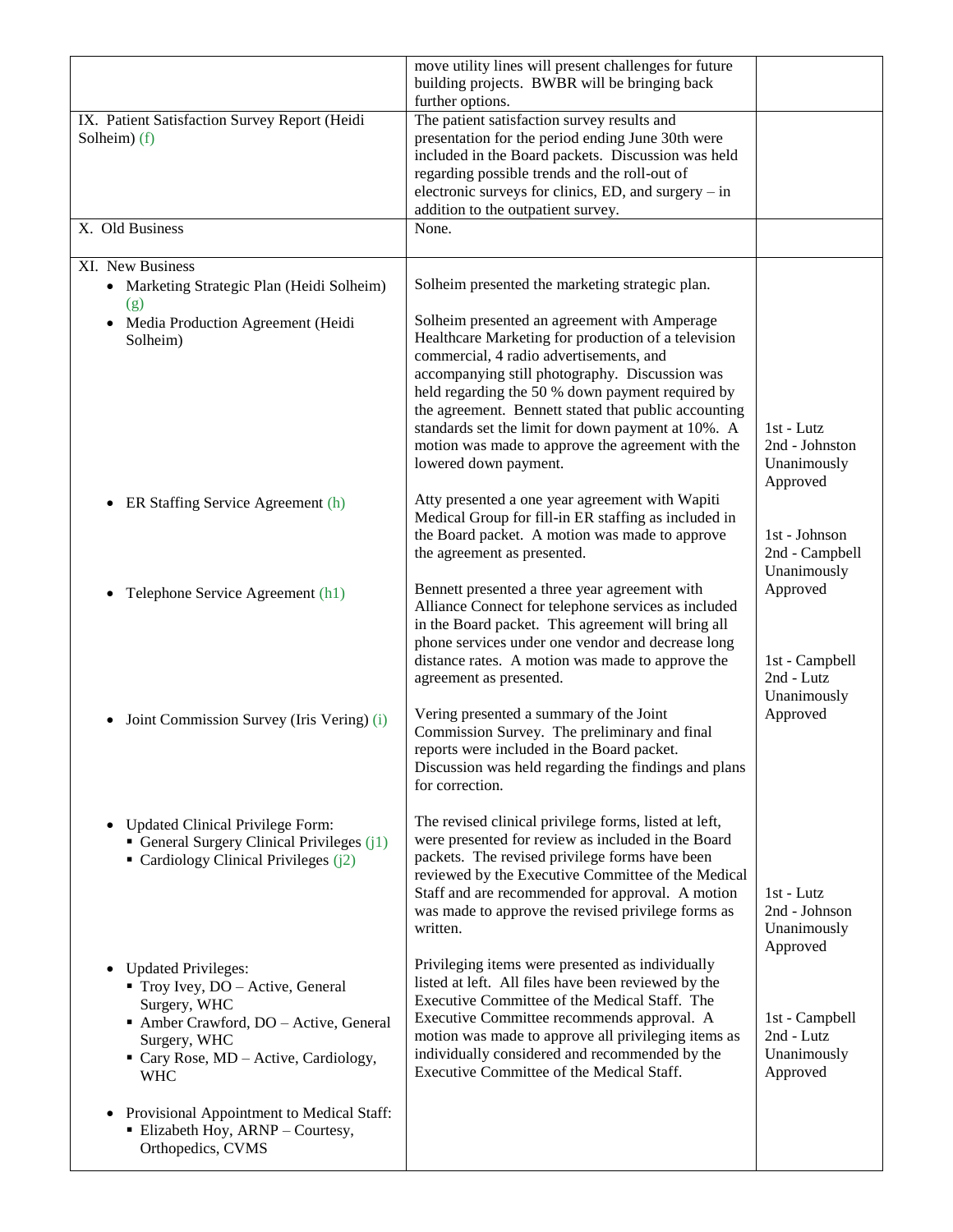| | | |
|---|---|---|
| | move utility lines will present challenges for future building projects. BWBR will be bringing back further options. | |
| IX. Patient Satisfaction Survey Report (Heidi Solheim) (f) | The patient satisfaction survey results and presentation for the period ending June 30th were included in the Board packets. Discussion was held regarding possible trends and the roll-out of electronic surveys for clinics, ED, and surgery – in addition to the outpatient survey. | |
| X. Old Business | None. | |
| XI. New Business | | |
| • Marketing Strategic Plan (Heidi Solheim) (g) | Solheim presented the marketing strategic plan. | |
| • Media Production Agreement (Heidi Solheim) | Solheim presented an agreement with Amperage Healthcare Marketing for production of a television commercial, 4 radio advertisements, and accompanying still photography. Discussion was held regarding the 50 % down payment required by the agreement. Bennett stated that public accounting standards set the limit for down payment at 10%. A motion was made to approve the agreement with the lowered down payment. | 1st - Lutz<br>2nd - Johnston<br>Unanimously Approved |
| • ER Staffing Service Agreement (h) | Atty presented a one year agreement with Wapiti Medical Group for fill-in ER staffing as included in the Board packet. A motion was made to approve the agreement as presented. | 1st - Johnson<br>2nd - Campbell<br>Unanimously Approved |
| • Telephone Service Agreement (h1) | Bennett presented a three year agreement with Alliance Connect for telephone services as included in the Board packet. This agreement will bring all phone services under one vendor and decrease long distance rates. A motion was made to approve the agreement as presented. | 1st - Campbell<br>2nd - Lutz<br>Unanimously Approved |
| • Joint Commission Survey (Iris Vering) (i) | Vering presented a summary of the Joint Commission Survey. The preliminary and final reports were included in the Board packet. Discussion was held regarding the findings and plans for correction. | |
| • Updated Clinical Privilege Form:<br>▪ General Surgery Clinical Privileges (j1)<br>▪ Cardiology Clinical Privileges (j2) | The revised clinical privilege forms, listed at left, were presented for review as included in the Board packets. The revised privilege forms have been reviewed by the Executive Committee of the Medical Staff and are recommended for approval. A motion was made to approve the revised privilege forms as written. | 1st - Lutz<br>2nd - Johnson<br>Unanimously Approved |
| • Updated Privileges:<br>▪ Troy Ivey, DO – Active, General Surgery, WHC<br>▪ Amber Crawford, DO – Active, General Surgery, WHC<br>▪ Cary Rose, MD – Active, Cardiology, WHC<br><br>• Provisional Appointment to Medical Staff:<br>▪ Elizabeth Hoy, ARNP – Courtesy, Orthopedics, CVMS | Privileging items were presented as individually listed at left. All files have been reviewed by the Executive Committee of the Medical Staff. The Executive Committee recommends approval. A motion was made to approve all privileging items as individually considered and recommended by the Executive Committee of the Medical Staff. | 1st - Campbell<br>2nd - Lutz<br>Unanimously Approved |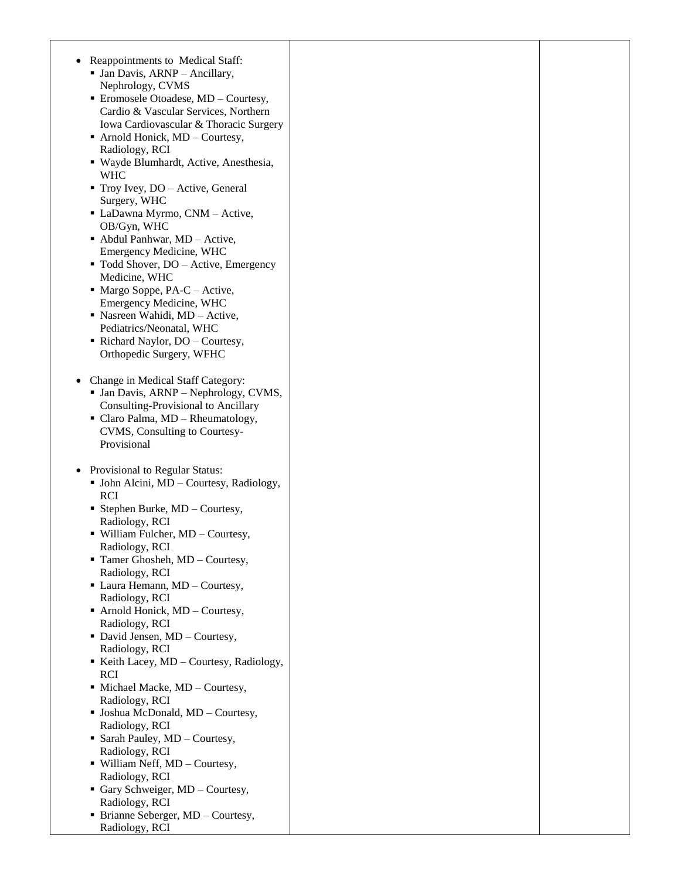| | | |
|---|---|---|
| • Reappointments to Medical Staff:<br>▪ Jan Davis, ARNP – Ancillary, Nephrology, CVMS<br>▪ Eromosele Otoadese, MD – Courtesy, Cardio & Vascular Services, Northern Iowa Cardiovascular & Thoracic Surgery<br>▪ Arnold Honick, MD – Courtesy, Radiology, RCI<br>▪ Wayde Blumhardt, Active, Anesthesia, WHC<br>▪ Troy Ivey, DO – Active, General Surgery, WHC<br>▪ LaDawna Myrmo, CNM – Active, OB/Gyn, WHC<br>▪ Abdul Panhwar, MD – Active, Emergency Medicine, WHC<br>▪ Todd Shover, DO – Active, Emergency Medicine, WHC<br>▪ Margo Soppe, PA-C – Active, Emergency Medicine, WHC<br>▪ Nasreen Wahidi, MD – Active, Pediatrics/Neonatal, WHC<br>▪ Richard Naylor, DO – Courtesy, Orthopedic Surgery, WFHC<br><br>• Change in Medical Staff Category:<br>▪ Jan Davis, ARNP – Nephrology, CVMS, Consulting-Provisional to Ancillary<br>▪ Claro Palma, MD – Rheumatology, CVMS, Consulting to Courtesy-Provisional<br><br>• Provisional to Regular Status:<br>▪ John Alcini, MD – Courtesy, Radiology, RCI<br>▪ Stephen Burke, MD – Courtesy, Radiology, RCI<br>▪ William Fulcher, MD – Courtesy, Radiology, RCI<br>▪ Tamer Ghosheh, MD – Courtesy, Radiology, RCI<br>▪ Laura Hemann, MD – Courtesy, Radiology, RCI<br>▪ Arnold Honick, MD – Courtesy, Radiology, RCI<br>▪ David Jensen, MD – Courtesy, Radiology, RCI<br>▪ Keith Lacey, MD – Courtesy, Radiology, RCI<br>▪ Michael Macke, MD – Courtesy, Radiology, RCI<br>▪ Joshua McDonald, MD – Courtesy, Radiology, RCI<br>▪ Sarah Pauley, MD – Courtesy, Radiology, RCI<br>▪ William Neff, MD – Courtesy, Radiology, RCI<br>▪ Gary Schweiger, MD – Courtesy, Radiology, RCI<br>▪ Brianne Seberger, MD – Courtesy, Radiology, RCI | | |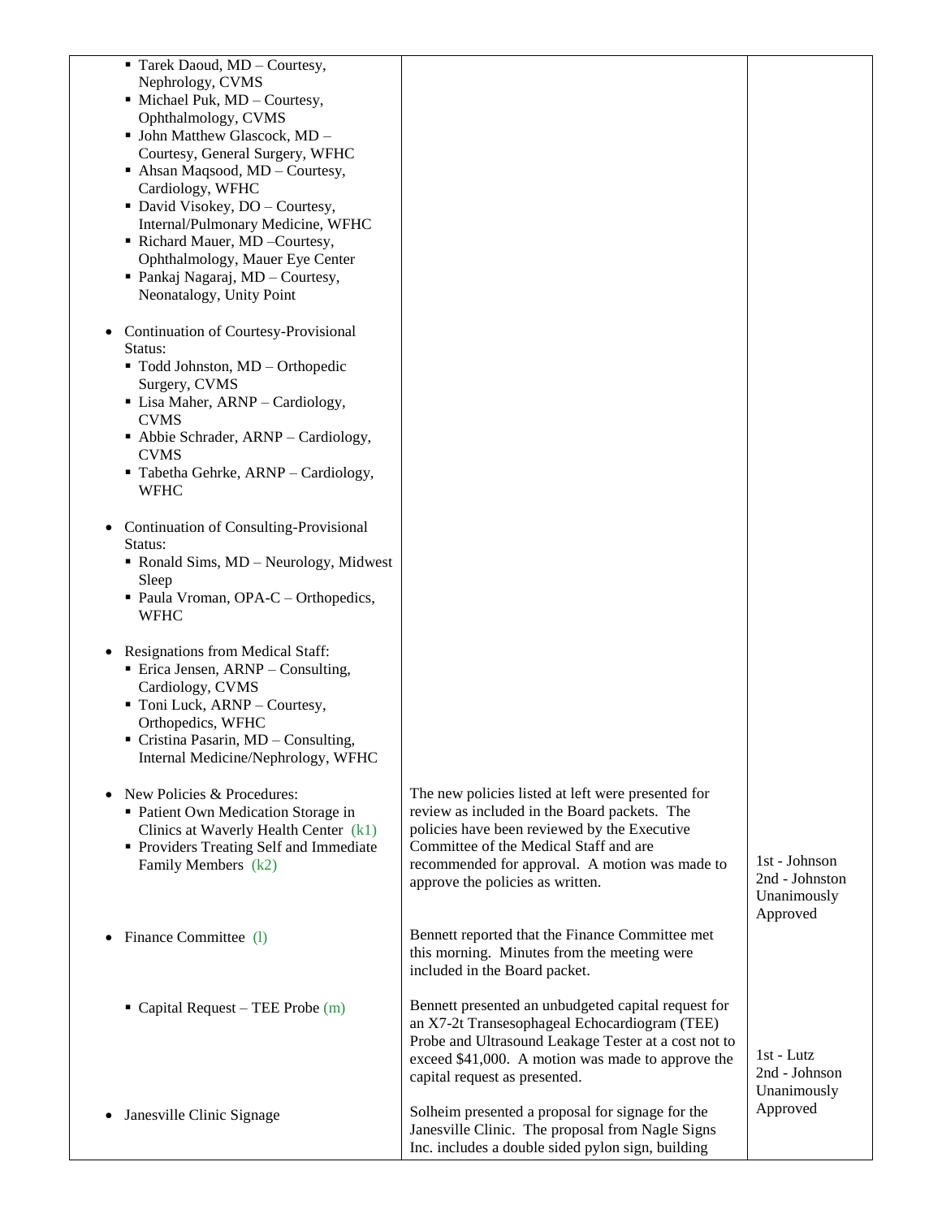| | | |
|---|---|---|
| ▪ Tarek Daoud, MD – Courtesy, Nephrology, CVMS<br>▪ Michael Puk, MD – Courtesy, Ophthalmology, CVMS<br>▪ John Matthew Glascock, MD – Courtesy, General Surgery, WFHC<br>▪ Ahsan Maqsood, MD – Courtesy, Cardiology, WFHC<br>▪ David Visokey, DO – Courtesy, Internal/Pulmonary Medicine, WFHC<br>▪ Richard Mauer, MD –Courtesy, Ophthalmology, Mauer Eye Center<br>▪ Pankaj Nagaraj, MD – Courtesy, Neonatalogy, Unity Point<br><br>• Continuation of Courtesy-Provisional Status:<br>▪ Todd Johnston, MD – Orthopedic Surgery, CVMS<br>▪ Lisa Maher, ARNP – Cardiology, CVMS<br>▪ Abbie Schrader, ARNP – Cardiology, CVMS<br>▪ Tabetha Gehrke, ARNP – Cardiology, WFHC<br><br>• Continuation of Consulting-Provisional Status:<br>▪ Ronald Sims, MD – Neurology, Midwest Sleep<br>▪ Paula Vroman, OPA-C – Orthopedics, WFHC<br><br>• Resignations from Medical Staff:<br>▪ Erica Jensen, ARNP – Consulting, Cardiology, CVMS<br>▪ Toni Luck, ARNP – Courtesy, Orthopedics, WFHC<br>▪ Cristina Pasarin, MD – Consulting, Internal Medicine/Nephrology, WFHC | | |
| • New Policies & Procedures:<br>▪ Patient Own Medication Storage in Clinics at Waverly Health Center (k1)<br>▪ Providers Treating Self and Immediate Family Members (k2) | The new policies listed at left were presented for review as included in the Board packets. The policies have been reviewed by the Executive Committee of the Medical Staff and are recommended for approval. A motion was made to approve the policies as written. | 1st - Johnson<br>2nd - Johnston<br>Unanimously Approved |
| • Finance Committee (l) | Bennett reported that the Finance Committee met this morning. Minutes from the meeting were included in the Board packet. | |
| ▪ Capital Request – TEE Probe (m) | Bennett presented an unbudgeted capital request for an X7-2t Transesophageal Echocardiogram (TEE) Probe and Ultrasound Leakage Tester at a cost not to exceed $41,000. A motion was made to approve the capital request as presented. | 1st - Lutz<br>2nd - Johnson<br>Unanimously Approved |
| • Janesville Clinic Signage | Solheim presented a proposal for signage for the Janesville Clinic. The proposal from Nagle Signs Inc. includes a double sided pylon sign, building | |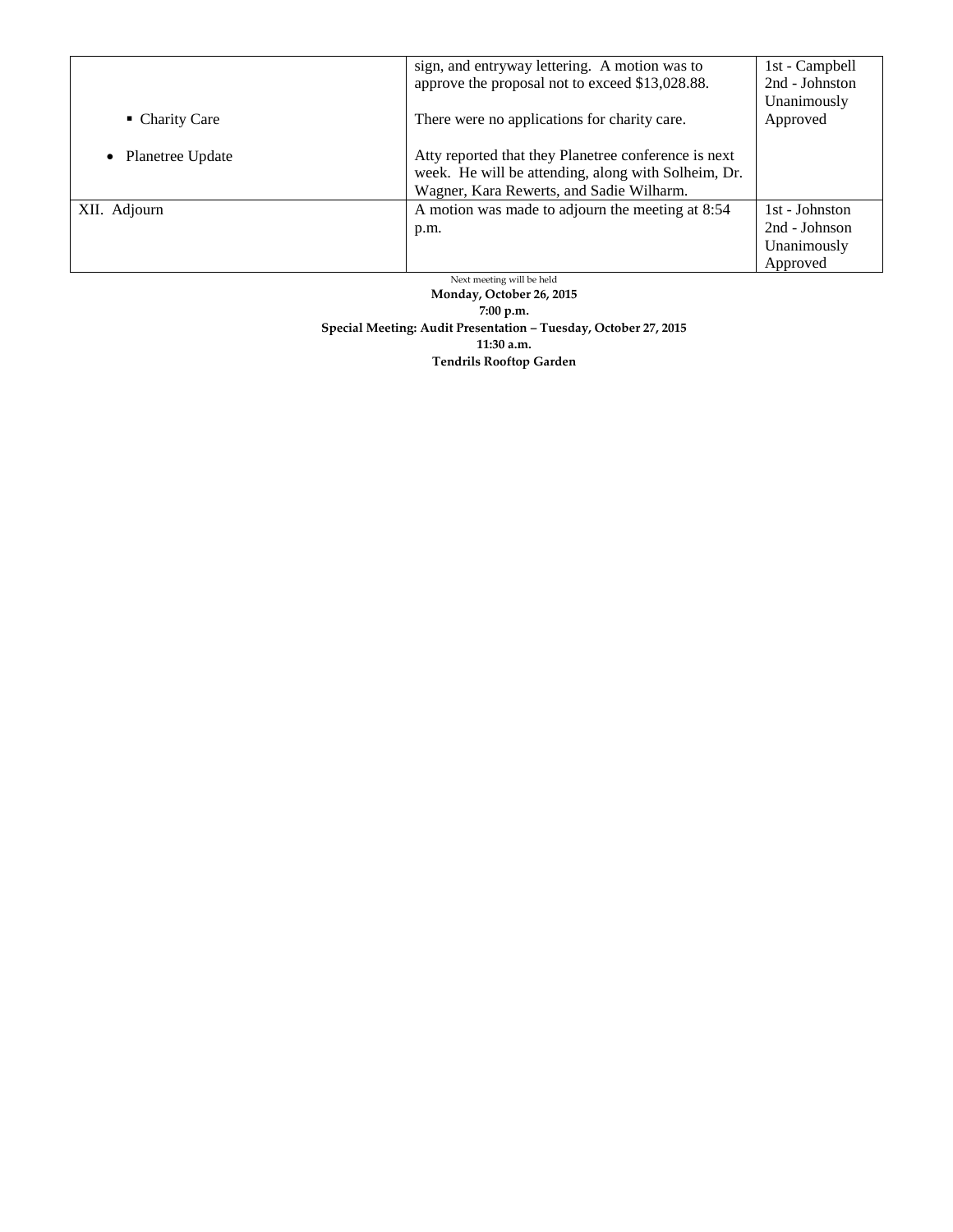| | | |
|---|---|---|
| | sign, and entryway lettering. A motion was to approve the proposal not to exceed $13,028.88. | 1st - Campbell<br>2nd - Johnston<br>Unanimously<br>Approved |
| ▪ Charity Care | There were no applications for charity care. | |
| • Planetree Update | Atty reported that they Planetree conference is next week. He will be attending, along with Solheim, Dr. Wagner, Kara Rewerts, and Sadie Wilharm. | |
| XII. Adjourn | A motion was made to adjourn the meeting at 8:54 p.m. | 1st - Johnston<br>2nd - Johnson<br>Unanimously<br>Approved |

Next meeting will be held

**Monday, October 26, 2015**

**7:00 p.m.**

**Special Meeting: Audit Presentation – Tuesday, October 27, 2015**

**11:30 a.m.**

**Tendrils Rooftop Garden**